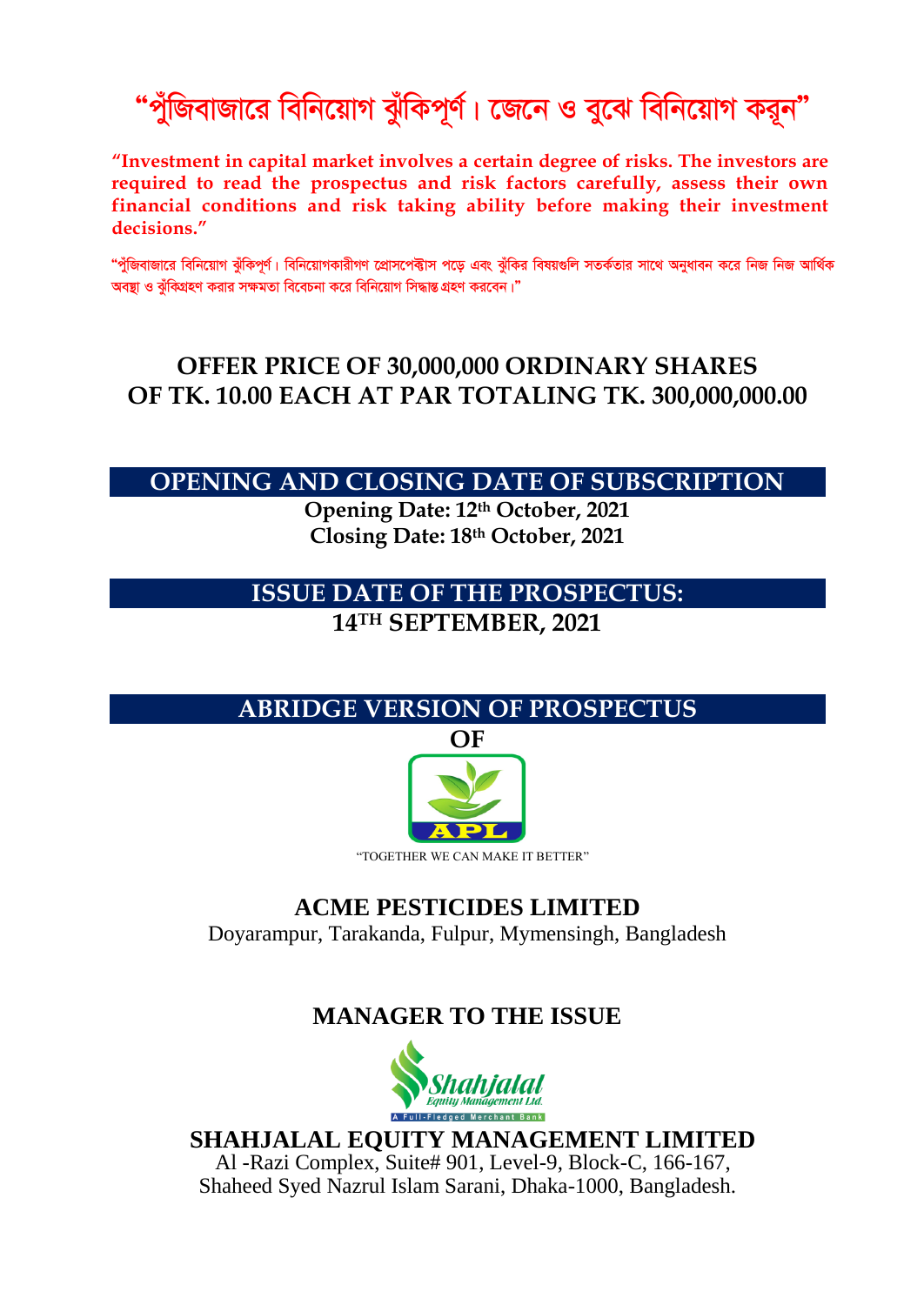# "পুঁজিবাজারে বিনিয়োগ ঝুঁকিপূর্ণ। জেনে ও বুঝে বিনিয়োগ করুন"

**"Investment in capital market involves a certain degree of risks. The investors are required to read the prospectus and risk factors carefully, assess their own financial conditions and risk taking ability before making their investment decisions."**

"পুঁজিবাজারে বিনিয়োগ ঝুঁকিপূর্ণ। বিনিয়োগকারীগণ প্রোসপেক্টাস পড়ে এবং ঝুঁকির বিষয়গুলি সতর্কতার সাথে অনুধাবন করে নিজ নিজ আর্থিক অবস্থা ও ঝুঁকিগ্রহণ করার সক্ষমতা বিবেচনা করে বিনিয়োগ সিদ্ধান্ত গ্রহণ করবেন।"

## OFFER PRICE OF 30,000,000 ORDINARY SHARES OF TK. 10.00 EACH AT PAR TOTALING TK. 300,000,000.00

## OPENING AND CLOSING DATE OF SUBSCRIPTION

**Opening Date: 12th October, 2021**
**Closing Date: 18th October, 2021**

## ISSUE DATE OF THE PROSPECTUS:

**14TH SEPTEMBER, 2021**

## ABRIDGE VERSION OF PROSPECTUS

**OF**

APL

"TOGETHER WE CAN MAKE IT BETTER"

## ACME PESTICIDES LIMITED

Doyarampur, Tarakanda, Fulpur, Mymensingh, Bangladesh

## MANAGER TO THE ISSUE

Shahjalal Equity Management Ltd.
A Full-Fledged Merchant Bank

## SHAHJALAL EQUITY MANAGEMENT LIMITED

Al -Razi Complex, Suite# 901, Level-9, Block-C, 166-167,
Shaheed Syed Nazrul Islam Sarani, Dhaka-1000, Bangladesh.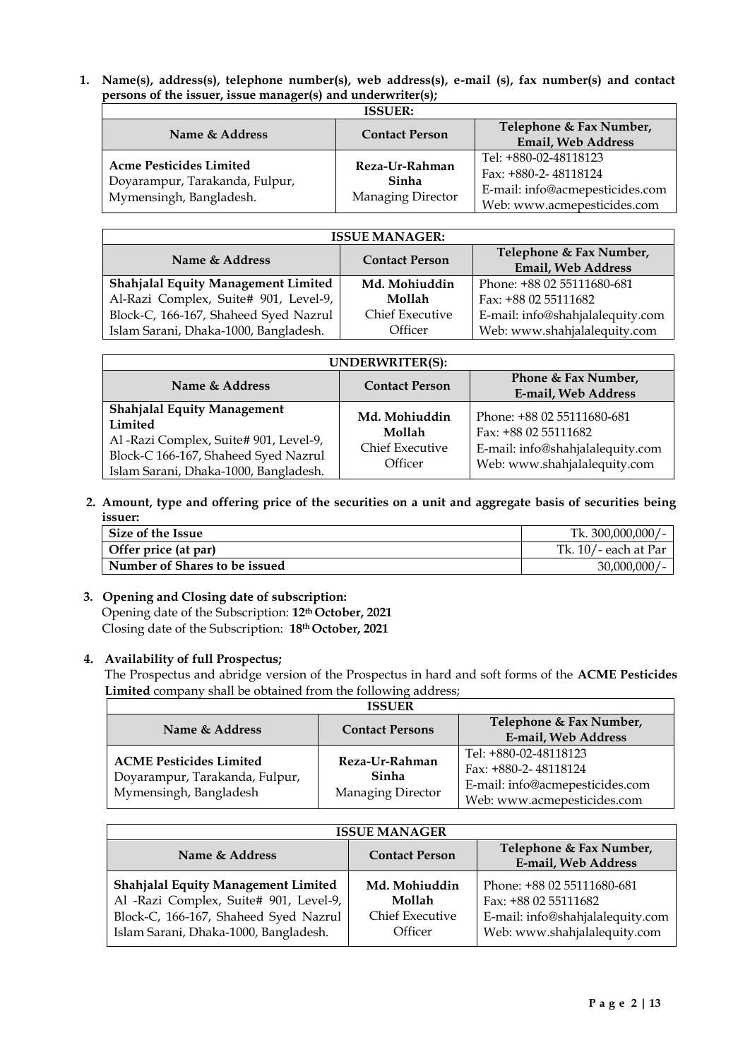**1. Name(s), address(s), telephone number(s), web address(s), e-mail (s), fax number(s) and contact persons of the issuer, issue manager(s) and underwriter(s);**

| ISSUER: | | |
|---|---|---|
| **Name & Address** | **Contact Person** | **Telephone & Fax Number, Email, Web Address** |
| **Acme Pesticides Limited** Doyarampur, Tarakanda, Fulpur, Mymensingh, Bangladesh. | **Reza-Ur-Rahman Sinha** Managing Director | Tel: +880-02-48118123 Fax: +880-2- 48118124 E-mail: info@acmepesticides.com Web: www.acmepesticides.com |

| ISSUE MANAGER: | | |
|---|---|---|
| **Name & Address** | **Contact Person** | **Telephone & Fax Number, Email, Web Address** |
| **Shahjalal Equity Management Limited** Al-Razi Complex, Suite# 901, Level-9, Block-C, 166-167, Shaheed Syed Nazrul Islam Sarani, Dhaka-1000, Bangladesh. | **Md. Mohiuddin Mollah** Chief Executive Officer | Phone: +88 02 55111680-681 Fax: +88 02 55111682 E-mail: info@shahjalalequity.com Web: www.shahjalalequity.com |

| UNDERWRITER(S): | | |
|---|---|---|
| **Name & Address** | **Contact Person** | **Phone & Fax Number, E-mail, Web Address** |
| **Shahjalal Equity Management Limited** Al -Razi Complex, Suite# 901, Level-9, Block-C 166-167, Shaheed Syed Nazrul Islam Sarani, Dhaka-1000, Bangladesh. | **Md. Mohiuddin Mollah** Chief Executive Officer | Phone: +88 02 55111680-681 Fax: +88 02 55111682 E-mail: info@shahjalalequity.com Web: www.shahjalalequity.com |

**2. Amount, type and offering price of the securities on a unit and aggregate basis of securities being issuer:**

| | |
|---|---|
| **Size of the Issue** | Tk. 300,000,000/- |
| **Offer price (at par)** | Tk. 10/- each at Par |
| **Number of Shares to be issued** | 30,000,000/- |

**3. Opening and Closing date of subscription:**

Opening date of the Subscription: **12th October, 2021**

Closing date of the Subscription: **18th October, 2021**

**4. Availability of full Prospectus;**

The Prospectus and abridge version of the Prospectus in hard and soft forms of the **ACME Pesticides Limited** company shall be obtained from the following address;

| ISSUER | | |
|---|---|---|
| **Name & Address** | **Contact Persons** | **Telephone & Fax Number, E-mail, Web Address** |
| **ACME Pesticides Limited** Doyarampur, Tarakanda, Fulpur, Mymensingh, Bangladesh | **Reza-Ur-Rahman Sinha** Managing Director | Tel: +880-02-48118123 Fax: +880-2- 48118124 E-mail: info@acmepesticides.com Web: www.acmepesticides.com |

| ISSUE MANAGER | | |
|---|---|---|
| **Name & Address** | **Contact Person** | **Telephone & Fax Number, E-mail, Web Address** |
| **Shahjalal Equity Management Limited** Al -Razi Complex, Suite# 901, Level-9, Block-C, 166-167, Shaheed Syed Nazrul Islam Sarani, Dhaka-1000, Bangladesh. | **Md. Mohiuddin Mollah** Chief Executive Officer | Phone: +88 02 55111680-681 Fax: +88 02 55111682 E-mail: info@shahjalalequity.com Web: www.shahjalalequity.com |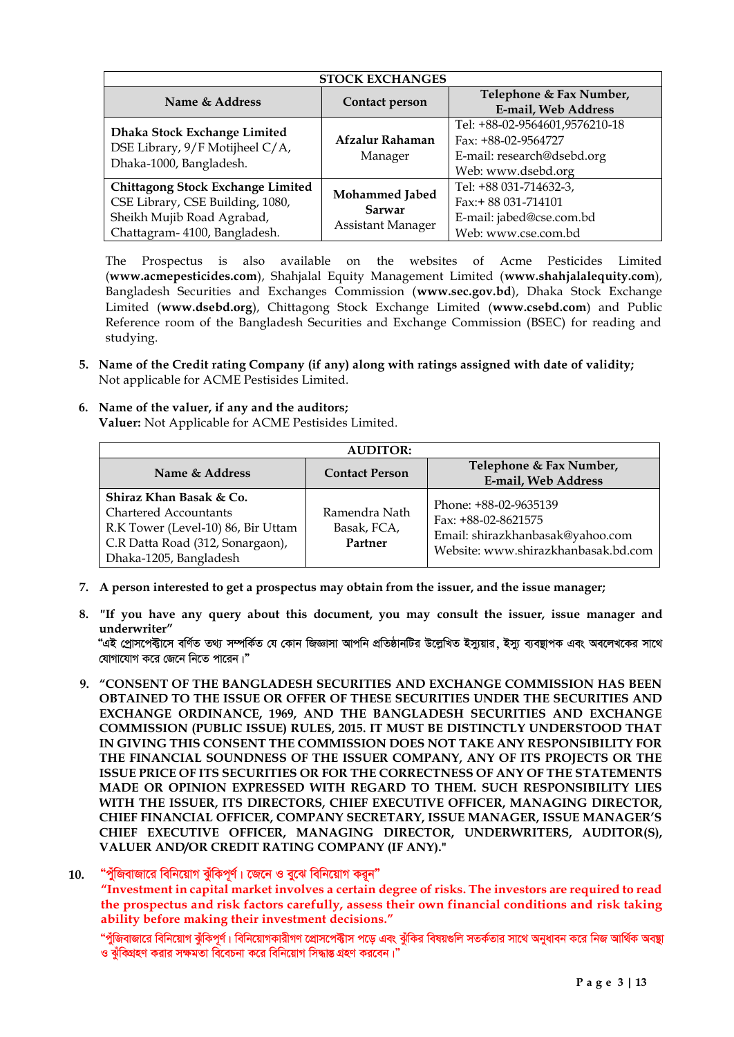| STOCK EXCHANGES | | |
|---|---|---|
| **Name & Address** | **Contact person** | **Telephone & Fax Number, E-mail, Web Address** |
| **Dhaka Stock Exchange Limited** DSE Library, 9/F Motijheel C/A, Dhaka-1000, Bangladesh. | **Afzalur Rahaman** Manager | Tel: +88-02-9564601,9576210-18 Fax: +88-02-9564727 E-mail: research@dsebd.org Web: www.dsebd.org |
| **Chittagong Stock Exchange Limited** CSE Library, CSE Building, 1080, Sheikh Mujib Road Agrabad, Chattagram- 4100, Bangladesh. | **Mohammed Jabed Sarwar** Assistant Manager | Tel: +88 031-714632-3, Fax:+ 88 031-714101 E-mail: jabed@cse.com.bd Web: www.cse.com.bd |

The Prospectus is also available on the websites of Acme Pesticides Limited (**www.acmepesticides.com**), Shahjalal Equity Management Limited (**www.shahjalalequity.com**), Bangladesh Securities and Exchanges Commission (**www.sec.gov.bd**), Dhaka Stock Exchange Limited (**www.dsebd.org**), Chittagong Stock Exchange Limited (**www.csebd.com**) and Public Reference room of the Bangladesh Securities and Exchange Commission (BSEC) for reading and studying.

5. **Name of the Credit rating Company (if any) along with ratings assigned with date of validity;**
   Not applicable for ACME Pestisides Limited.

6. **Name of the valuer, if any and the auditors;**
   **Valuer:** Not Applicable for ACME Pestisides Limited.

| AUDITOR: | | |
|---|---|---|
| **Name & Address** | **Contact Person** | **Telephone & Fax Number, E-mail, Web Address** |
| **Shiraz Khan Basak & Co.** Chartered Accountants R.K Tower (Level-10) 86, Bir Uttam C.R Datta Road (312, Sonargaon), Dhaka-1205, Bangladesh | Ramendra Nath Basak, FCA, **Partner** | Phone: +88-02-9635139 Fax: +88-02-8621575 Email: shirazkhanbasak@yahoo.com Website: www.shirazkhanbasak.bd.com |

7. **A person interested to get a prospectus may obtain from the issuer, and the issue manager;**

8. **"If you have any query about this document, you may consult the issuer, issue manager and underwriter"**
   "এই প্রোসপেক্টাসে বর্ণিত তথ্য সম্পর্কিত যে কোন জিজ্ঞাসা আপনি প্রতিষ্ঠানটির উল্লেখিত ইস্যুয়ার, ইস্যু ব্যবস্থাপক এবং অবলেখকের সাথে যোগাযোগ করে জেনে নিতে পারেন।"

9. **"CONSENT OF THE BANGLADESH SECURITIES AND EXCHANGE COMMISSION HAS BEEN OBTAINED TO THE ISSUE OR OFFER OF THESE SECURITIES UNDER THE SECURITIES AND EXCHANGE ORDINANCE, 1969, AND THE BANGLADESH SECURITIES AND EXCHANGE COMMISSION (PUBLIC ISSUE) RULES, 2015. IT MUST BE DISTINCTLY UNDERSTOOD THAT IN GIVING THIS CONSENT THE COMMISSION DOES NOT TAKE ANY RESPONSIBILITY FOR THE FINANCIAL SOUNDNESS OF THE ISSUER COMPANY, ANY OF ITS PROJECTS OR THE ISSUE PRICE OF ITS SECURITIES OR FOR THE CORRECTNESS OF ANY OF THE STATEMENTS MADE OR OPINION EXPRESSED WITH REGARD TO THEM. SUCH RESPONSIBILITY LIES WITH THE ISSUER, ITS DIRECTORS, CHIEF EXECUTIVE OFFICER, MANAGING DIRECTOR, CHIEF FINANCIAL OFFICER, COMPANY SECRETARY, ISSUE MANAGER, ISSUE MANAGER'S CHIEF EXECUTIVE OFFICER, MANAGING DIRECTOR, UNDERWRITERS, AUDITOR(S), VALUER AND/OR CREDIT RATING COMPANY (IF ANY)."**

10. **"পুঁজিবাজারে বিনিয়োগ ঝুঁকিপূর্ণ। জেনে ও বুঝে বিনিয়োগ করুন"**
    **"Investment in capital market involves a certain degree of risks. The investors are required to read the prospectus and risk factors carefully, assess their own financial conditions and risk taking ability before making their investment decisions."**
    **"পুঁজিবাজারে বিনিয়োগ ঝুঁকিপূর্ণ। বিনিয়োগকারীগণ প্রোসপেক্টাস পড়ে এবং ঝুঁকির বিষয়গুলি সতর্কতার সাথে অনুধাবন করে নিজ আর্থিক অবস্থা ও ঝুঁকিগ্রহণ করার সক্ষমতা বিবেচনা করে বিনিয়োগ সিদ্ধান্ত গ্রহণ করবেন।"**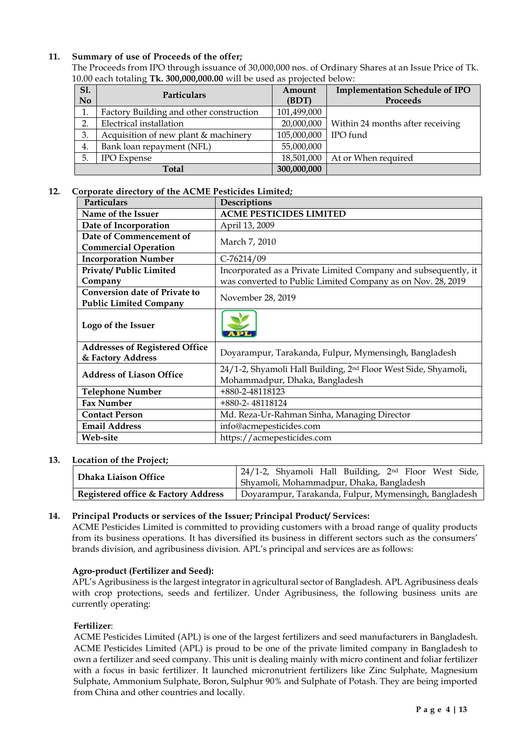**11. Summary of use of Proceeds of the offer;**

The Proceeds from IPO through issuance of 30,000,000 nos. of Ordinary Shares at an Issue Price of Tk. 10.00 each totaling **Tk. 300,000,000.00** will be used as projected below:

| Sl. No | Particulars | Amount (BDT) | Implementation Schedule of IPO Proceeds |
|---|---|---|---|
| 1. | Factory Building and other construction | 101,499,000 | Within 24 months after receiving IPO fund |
| 2. | Electrical installation | 20,000,000 | |
| 3. | Acquisition of new plant & machinery | 105,000,000 | |
| 4. | Bank loan repayment (NFL) | 55,000,000 | |
| 5. | IPO Expense | 18,501,000 | At or When required |
| | **Total** | **300,000,000** | |

**12. Corporate directory of the ACME Pesticides Limited;**

| Particulars | Descriptions |
|---|---|
| **Name of the Issuer** | **ACME PESTICIDES LIMITED** |
| **Date of Incorporation** | April 13, 2009 |
| **Date of Commencement of Commercial Operation** | March 7, 2010 |
| **Incorporation Number** | C-76214/09 |
| **Private/ Public Limited Company** | Incorporated as a Private Limited Company and subsequently, it was converted to Public Limited Company as on Nov. 28, 2019 |
| **Conversion date of Private to Public Limited Company** | November 28, 2019 |
| **Logo of the Issuer** | APL |
| **Addresses of Registered Office & Factory Address** | Doyarampur, Tarakanda, Fulpur, Mymensingh, Bangladesh |
| **Address of Liason Office** | 24/1-2, Shyamoli Hall Building, 2nd Floor West Side, Shyamoli, Mohammadpur, Dhaka, Bangladesh |
| **Telephone Number** | +880-2-48118123 |
| **Fax Number** | +880-2- 48118124 |
| **Contact Person** | Md. Reza-Ur-Rahman Sinha, Managing Director |
| **Email Address** | info@acmepesticides.com |
| **Web-site** | https://acmepesticides.com |

**13. Location of the Project;**

| | |
|---|---|
| **Dhaka Liaison Office** | 24/1-2, Shyamoli Hall Building, 2nd Floor West Side, Shyamoli, Mohammadpur, Dhaka, Bangladesh |
| **Registered office & Factory Address** | Doyarampur, Tarakanda, Fulpur, Mymensingh, Bangladesh |

**14. Principal Products or services of the Issuer; Principal Product/ Services:**

ACME Pesticides Limited is committed to providing customers with a broad range of quality products from its business operations. It has diversified its business in different sectors such as the consumers' brands division, and agribusiness division. APL's principal and services are as follows:

**Agro-product (Fertilizer and Seed):**

APL's Agribusiness is the largest integrator in agricultural sector of Bangladesh. APL Agribusiness deals with crop protections, seeds and fertilizer. Under Agribusiness, the following business units are currently operating:

**Fertilizer**:

ACME Pesticides Limited (APL) is one of the largest fertilizers and seed manufacturers in Bangladesh. ACME Pesticides Limited (APL) is proud to be one of the private limited company in Bangladesh to own a fertilizer and seed company. This unit is dealing mainly with micro continent and foliar fertilizer with a focus in basic fertilizer. It launched micronutrient fertilizers like Zinc Sulphate, Magnesium Sulphate, Ammonium Sulphate, Boron, Sulphur 90% and Sulphate of Potash. They are being imported from China and other countries and locally.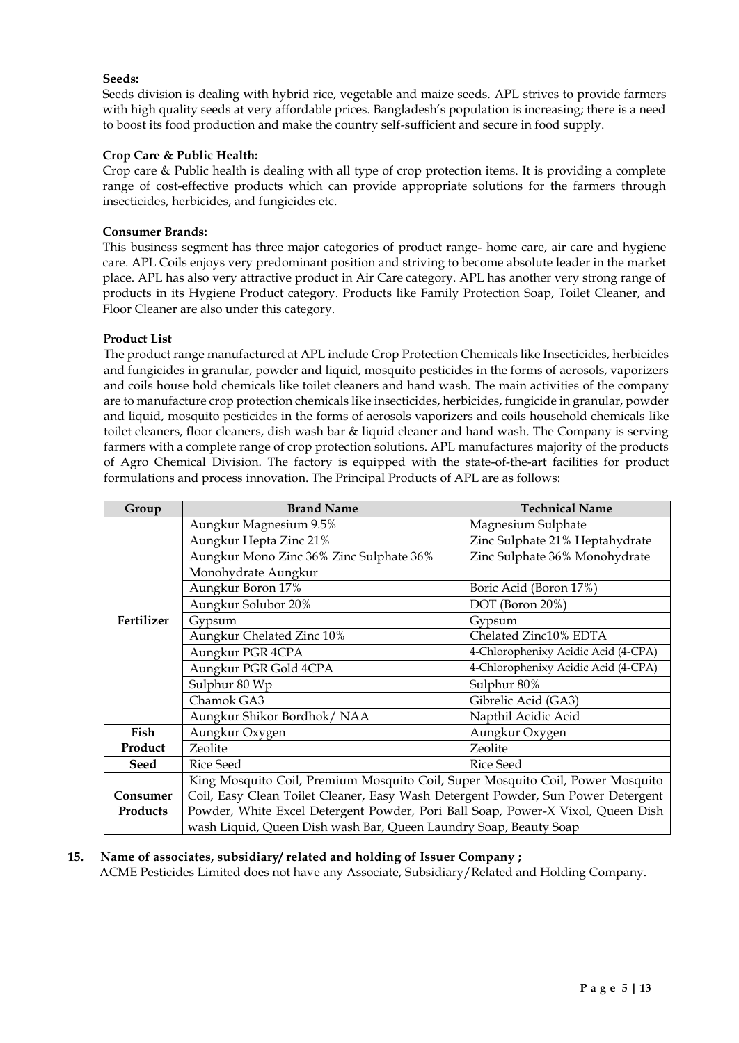**Seeds:**

Seeds division is dealing with hybrid rice, vegetable and maize seeds. APL strives to provide farmers with high quality seeds at very affordable prices. Bangladesh's population is increasing; there is a need to boost its food production and make the country self-sufficient and secure in food supply.

**Crop Care & Public Health:**

Crop care & Public health is dealing with all type of crop protection items. It is providing a complete range of cost-effective products which can provide appropriate solutions for the farmers through insecticides, herbicides, and fungicides etc.

**Consumer Brands:**

This business segment has three major categories of product range- home care, air care and hygiene care. APL Coils enjoys very predominant position and striving to become absolute leader in the market place. APL has also very attractive product in Air Care category. APL has another very strong range of products in its Hygiene Product category. Products like Family Protection Soap, Toilet Cleaner, and Floor Cleaner are also under this category.

**Product List**

The product range manufactured at APL include Crop Protection Chemicals like Insecticides, herbicides and fungicides in granular, powder and liquid, mosquito pesticides in the forms of aerosols, vaporizers and coils house hold chemicals like toilet cleaners and hand wash. The main activities of the company are to manufacture crop protection chemicals like insecticides, herbicides, fungicide in granular, powder and liquid, mosquito pesticides in the forms of aerosols vaporizers and coils household chemicals like toilet cleaners, floor cleaners, dish wash bar & liquid cleaner and hand wash. The Company is serving farmers with a complete range of crop protection solutions. APL manufactures majority of the products of Agro Chemical Division. The factory is equipped with the state-of-the-art facilities for product formulations and process innovation. The Principal Products of APL are as follows:

| Group | Brand Name | Technical Name |
|---|---|---|
| Fertilizer | Aungkur Magnesium 9.5% | Magnesium Sulphate |
| | Aungkur Hepta Zinc 21% | Zinc Sulphate 21% Heptahydrate |
| | Aungkur Mono Zinc 36% Zinc Sulphate 36% Monohydrate Aungkur | Zinc Sulphate 36% Monohydrate |
| | Aungkur Boron 17% | Boric Acid (Boron 17%) |
| | Aungkur Solubor 20% | DOT (Boron 20%) |
| | Gypsum | Gypsum |
| | Aungkur Chelated Zinc 10% | Chelated Zinc10% EDTA |
| | Aungkur PGR 4CPA | 4-Chlorophenixy Acidic Acid (4-CPA) |
| | Aungkur PGR Gold 4CPA | 4-Chlorophenixy Acidic Acid (4-CPA) |
| | Sulphur 80 Wp | Sulphur 80% |
| | Chamok GA3 | Gibrelic Acid (GA3) |
| | Aungkur Shikor Bordhok/ NAA | Napthil Acidic Acid |
| Fish Product | Aungkur Oxygen | Aungkur Oxygen |
| | Zeolite | Zeolite |
| Seed | Rice Seed | Rice Seed |
| Consumer Products | King Mosquito Coil, Premium Mosquito Coil, Super Mosquito Coil, Power Mosquito Coil, Easy Clean Toilet Cleaner, Easy Wash Detergent Powder, Sun Power Detergent Powder, White Excel Detergent Powder, Pori Ball Soap, Power-X Vixol, Queen Dish wash Liquid, Queen Dish wash Bar, Queen Laundry Soap, Beauty Soap | |

**15. Name of associates, subsidiary/ related and holding of Issuer Company ;**

ACME Pesticides Limited does not have any Associate, Subsidiary/Related and Holding Company.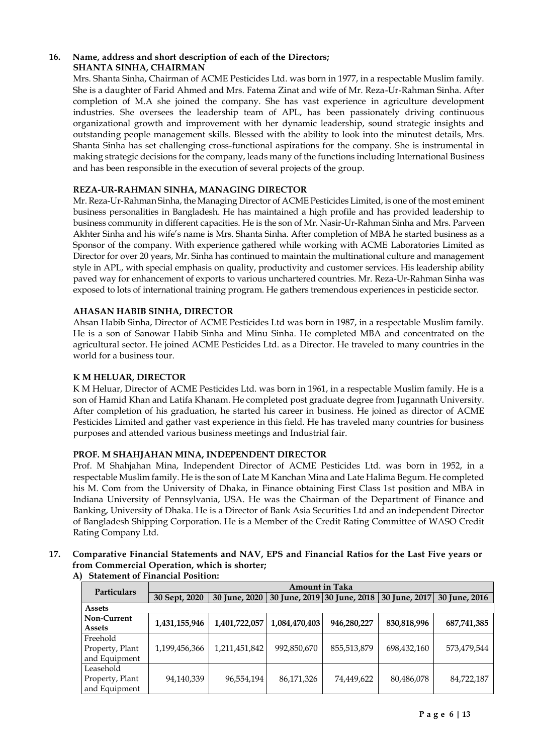## 16. Name, address and short description of each of the Directors;

### SHANTA SINHA, CHAIRMAN

Mrs. Shanta Sinha, Chairman of ACME Pesticides Ltd. was born in 1977, in a respectable Muslim family. She is a daughter of Farid Ahmed and Mrs. Fatema Zinat and wife of Mr. Reza-Ur-Rahman Sinha. After completion of M.A she joined the company. She has vast experience in agriculture development industries. She oversees the leadership team of APL, has been passionately driving continuous organizational growth and improvement with her dynamic leadership, sound strategic insights and outstanding people management skills. Blessed with the ability to look into the minutest details, Mrs. Shanta Sinha has set challenging cross-functional aspirations for the company. She is instrumental in making strategic decisions for the company, leads many of the functions including International Business and has been responsible in the execution of several projects of the group.

### REZA-UR-RAHMAN SINHA, MANAGING DIRECTOR

Mr. Reza-Ur-Rahman Sinha, the Managing Director of ACME Pesticides Limited, is one of the most eminent business personalities in Bangladesh. He has maintained a high profile and has provided leadership to business community in different capacities. He is the son of Mr. Nasir-Ur-Rahman Sinha and Mrs. Parveen Akhter Sinha and his wife's name is Mrs. Shanta Sinha. After completion of MBA he started business as a Sponsor of the company. With experience gathered while working with ACME Laboratories Limited as Director for over 20 years, Mr. Sinha has continued to maintain the multinational culture and management style in APL, with special emphasis on quality, productivity and customer services. His leadership ability paved way for enhancement of exports to various unchartered countries. Mr. Reza-Ur-Rahman Sinha was exposed to lots of international training program. He gathers tremendous experiences in pesticide sector.

### AHASAN HABIB SINHA, DIRECTOR

Ahsan Habib Sinha, Director of ACME Pesticides Ltd was born in 1987, in a respectable Muslim family. He is a son of Sanowar Habib Sinha and Minu Sinha. He completed MBA and concentrated on the agricultural sector. He joined ACME Pesticides Ltd. as a Director. He traveled to many countries in the world for a business tour.

### K M HELUAR, DIRECTOR

K M Heluar, Director of ACME Pesticides Ltd. was born in 1961, in a respectable Muslim family. He is a son of Hamid Khan and Latifa Khanam. He completed post graduate degree from Jugannath University. After completion of his graduation, he started his career in business. He joined as director of ACME Pesticides Limited and gather vast experience in this field. He has traveled many countries for business purposes and attended various business meetings and Industrial fair.

### PROF. M SHAHJAHAN MINA, INDEPENDENT DIRECTOR

Prof. M Shahjahan Mina, Independent Director of ACME Pesticides Ltd. was born in 1952, in a respectable Muslim family. He is the son of Late M Kanchan Mina and Late Halima Begum. He completed his M. Com from the University of Dhaka, in Finance obtaining First Class 1st position and MBA in Indiana University of Pennsylvania, USA. He was the Chairman of the Department of Finance and Banking, University of Dhaka. He is a Director of Bank Asia Securities Ltd and an independent Director of Bangladesh Shipping Corporation. He is a Member of the Credit Rating Committee of WASO Credit Rating Company Ltd.

## 17. Comparative Financial Statements and NAV, EPS and Financial Ratios for the Last Five years or from Commercial Operation, which is shorter;

### A) Statement of Financial Position:

| Particulars | Amount in Taka | | | | | |
|---|---|---|---|---|---|---|
| | 30 Sept, 2020 | 30 June, 2020 | 30 June, 2019 | 30 June, 2018 | 30 June, 2017 | 30 June, 2016 |
| **Assets** | | | | | | |
| **Non-Current Assets** | **1,431,155,946** | **1,401,722,057** | **1,084,470,403** | **946,280,227** | **830,818,996** | **687,741,385** |
| Freehold Property, Plant and Equipment | 1,199,456,366 | 1,211,451,842 | 992,850,670 | 855,513,879 | 698,432,160 | 573,479,544 |
| Leasehold Property, Plant and Equipment | 94,140,339 | 96,554,194 | 86,171,326 | 74,449,622 | 80,486,078 | 84,722,187 |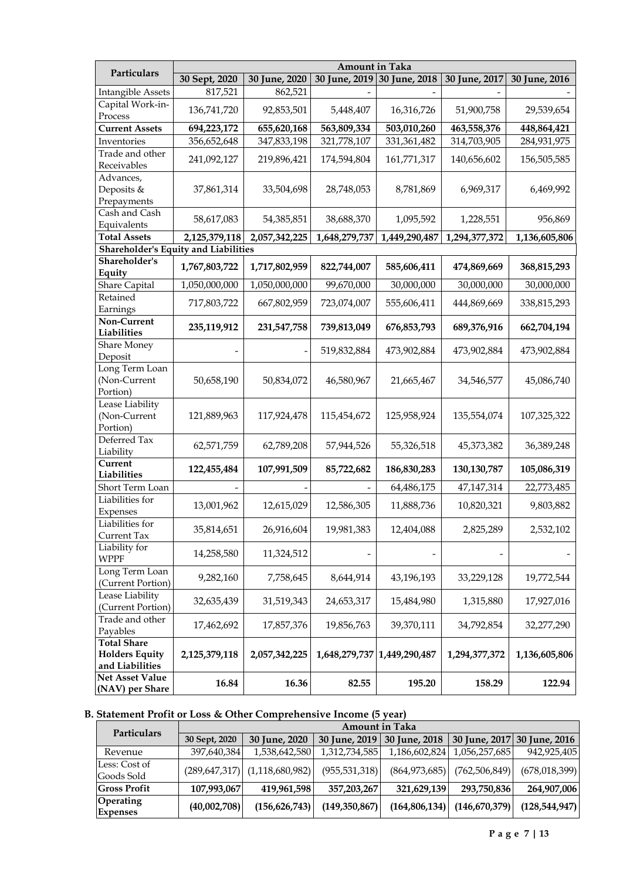| Particulars | Amount in Taka | | | | | |
|---|---|---|---|---|---|---|
| | 30 Sept, 2020 | 30 June, 2020 | 30 June, 2019 | 30 June, 2018 | 30 June, 2017 | 30 June, 2016 |
| Intangible Assets | 817,521 | 862,521 | - | - | - | - |
| Capital Work-in-Process | 136,741,720 | 92,853,501 | 5,448,407 | 16,316,726 | 51,900,758 | 29,539,654 |
| **Current Assets** | **694,223,172** | **655,620,168** | **563,809,334** | **503,010,260** | **463,558,376** | **448,864,421** |
| Inventories | 356,652,648 | 347,833,198 | 321,778,107 | 331,361,482 | 314,703,905 | 284,931,975 |
| Trade and other Receivables | 241,092,127 | 219,896,421 | 174,594,804 | 161,771,317 | 140,656,602 | 156,505,585 |
| Advances, Deposits & Prepayments | 37,861,314 | 33,504,698 | 28,748,053 | 8,781,869 | 6,969,317 | 6,469,992 |
| Cash and Cash Equivalents | 58,617,083 | 54,385,851 | 38,688,370 | 1,095,592 | 1,228,551 | 956,869 |
| **Total Assets** | **2,125,379,118** | **2,057,342,225** | **1,648,279,737** | **1,449,290,487** | **1,294,377,372** | **1,136,605,806** |
| **Shareholder's Equity and Liabilities** | | | | | | |
| **Shareholder's Equity** | **1,767,803,722** | **1,717,802,959** | **822,744,007** | **585,606,411** | **474,869,669** | **368,815,293** |
| Share Capital | 1,050,000,000 | 1,050,000,000 | 99,670,000 | 30,000,000 | 30,000,000 | 30,000,000 |
| Retained Earnings | 717,803,722 | 667,802,959 | 723,074,007 | 555,606,411 | 444,869,669 | 338,815,293 |
| **Non-Current Liabilities** | **235,119,912** | **231,547,758** | **739,813,049** | **676,853,793** | **689,376,916** | **662,704,194** |
| Share Money Deposit | - | - | 519,832,884 | 473,902,884 | 473,902,884 | 473,902,884 |
| Long Term Loan (Non-Current Portion) | 50,658,190 | 50,834,072 | 46,580,967 | 21,665,467 | 34,546,577 | 45,086,740 |
| Lease Liability (Non-Current Portion) | 121,889,963 | 117,924,478 | 115,454,672 | 125,958,924 | 135,554,074 | 107,325,322 |
| Deferred Tax Liability | 62,571,759 | 62,789,208 | 57,944,526 | 55,326,518 | 45,373,382 | 36,389,248 |
| **Current Liabilities** | **122,455,484** | **107,991,509** | **85,722,682** | **186,830,283** | **130,130,787** | **105,086,319** |
| Short Term Loan | - | - | - | 64,486,175 | 47,147,314 | 22,773,485 |
| Liabilities for Expenses | 13,001,962 | 12,615,029 | 12,586,305 | 11,888,736 | 10,820,321 | 9,803,882 |
| Liabilities for Current Tax | 35,814,651 | 26,916,604 | 19,981,383 | 12,404,088 | 2,825,289 | 2,532,102 |
| Liability for WPPF | 14,258,580 | 11,324,512 | - | - | - | - |
| Long Term Loan (Current Portion) | 9,282,160 | 7,758,645 | 8,644,914 | 43,196,193 | 33,229,128 | 19,772,544 |
| Lease Liability (Current Portion) | 32,635,439 | 31,519,343 | 24,653,317 | 15,484,980 | 1,315,880 | 17,927,016 |
| Trade and other Payables | 17,462,692 | 17,857,376 | 19,856,763 | 39,370,111 | 34,792,854 | 32,277,290 |
| **Total Share Holders Equity and Liabilities** | **2,125,379,118** | **2,057,342,225** | **1,648,279,737** | **1,449,290,487** | **1,294,377,372** | **1,136,605,806** |
| **Net Asset Value (NAV) per Share** | **16.84** | **16.36** | **82.55** | **195.20** | **158.29** | **122.94** |

## B. Statement Profit or Loss & Other Comprehensive Income (5 year)

| Particulars | Amount in Taka | | | | | |
|---|---|---|---|---|---|---|
| | 30 Sept, 2020 | 30 June, 2020 | 30 June, 2019 | 30 June, 2018 | 30 June, 2017 | 30 June, 2016 |
| Revenue | 397,640,384 | 1,538,642,580 | 1,312,734,585 | 1,186,602,824 | 1,056,257,685 | 942,925,405 |
| Less: Cost of Goods Sold | (289,647,317) | (1,118,680,982) | (955,531,318) | (864,973,685) | (762,506,849) | (678,018,399) |
| **Gross Profit** | **107,993,067** | **419,961,598** | **357,203,267** | **321,629,139** | **293,750,836** | **264,907,006** |
| **Operating Expenses** | **(40,002,708)** | **(156,626,743)** | **(149,350,867)** | **(164,806,134)** | **(146,670,379)** | **(128,544,947)** |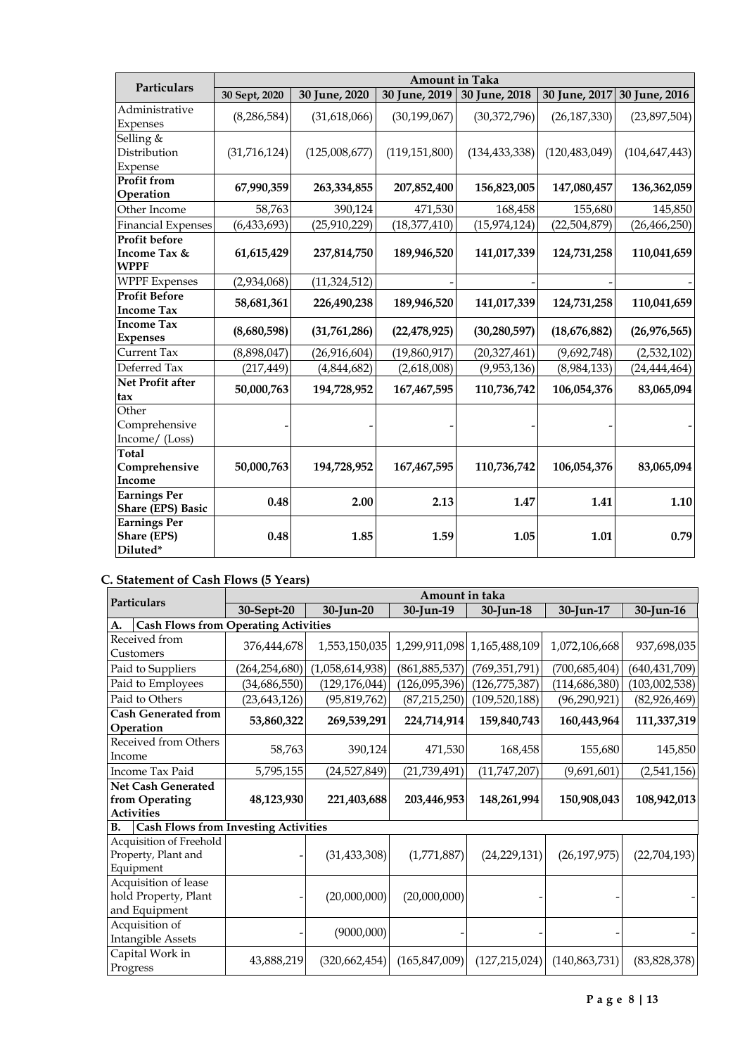| Particulars | Amount in Taka | | | | | |
|---|---|---|---|---|---|---|
| | 30 Sept, 2020 | 30 June, 2020 | 30 June, 2019 | 30 June, 2018 | 30 June, 2017 | 30 June, 2016 |
| Administrative Expenses | (8,286,584) | (31,618,066) | (30,199,067) | (30,372,796) | (26,187,330) | (23,897,504) |
| Selling & Distribution Expense | (31,716,124) | (125,008,677) | (119,151,800) | (134,433,338) | (120,483,049) | (104,647,443) |
| **Profit from Operation** | **67,990,359** | **263,334,855** | **207,852,400** | **156,823,005** | **147,080,457** | **136,362,059** |
| Other Income | 58,763 | 390,124 | 471,530 | 168,458 | 155,680 | 145,850 |
| Financial Expenses | (6,433,693) | (25,910,229) | (18,377,410) | (15,974,124) | (22,504,879) | (26,466,250) |
| **Profit before Income Tax & WPPF** | **61,615,429** | **237,814,750** | **189,946,520** | **141,017,339** | **124,731,258** | **110,041,659** |
| WPPF Expenses | (2,934,068) | (11,324,512) | - | - | - | - |
| **Profit Before Income Tax** | **58,681,361** | **226,490,238** | **189,946,520** | **141,017,339** | **124,731,258** | **110,041,659** |
| **Income Tax Expenses** | **(8,680,598)** | **(31,761,286)** | **(22,478,925)** | **(30,280,597)** | **(18,676,882)** | **(26,976,565)** |
| Current Tax | (8,898,047) | (26,916,604) | (19,860,917) | (20,327,461) | (9,692,748) | (2,532,102) |
| Deferred Tax | (217,449) | (4,844,682) | (2,618,008) | (9,953,136) | (8,984,133) | (24,444,464) |
| **Net Profit after tax** | **50,000,763** | **194,728,952** | **167,467,595** | **110,736,742** | **106,054,376** | **83,065,094** |
| Other Comprehensive Income/ (Loss) | - | - | - | - | - | - |
| **Total Comprehensive Income** | **50,000,763** | **194,728,952** | **167,467,595** | **110,736,742** | **106,054,376** | **83,065,094** |
| **Earnings Per Share (EPS) Basic** | **0.48** | **2.00** | **2.13** | **1.47** | **1.41** | **1.10** |
| **Earnings Per Share (EPS) Diluted*** | **0.48** | **1.85** | **1.59** | **1.05** | **1.01** | **0.79** |

## C. Statement of Cash Flows (5 Years)

| Particulars | Amount in taka | | | | | |
|---|---|---|---|---|---|---|
| | 30-Sept-20 | 30-Jun-20 | 30-Jun-19 | 30-Jun-18 | 30-Jun-17 | 30-Jun-16 |
| **A. Cash Flows from Operating Activities** | | | | | | |
| Received from Customers | 376,444,678 | 1,553,150,035 | 1,299,911,098 | 1,165,488,109 | 1,072,106,668 | 937,698,035 |
| Paid to Suppliers | (264,254,680) | (1,058,614,938) | (861,885,537) | (769,351,791) | (700,685,404) | (640,431,709) |
| Paid to Employees | (34,686,550) | (129,176,044) | (126,095,396) | (126,775,387) | (114,686,380) | (103,002,538) |
| Paid to Others | (23,643,126) | (95,819,762) | (87,215,250) | (109,520,188) | (96,290,921) | (82,926,469) |
| **Cash Generated from Operation** | **53,860,322** | **269,539,291** | **224,714,914** | **159,840,743** | **160,443,964** | **111,337,319** |
| Received from Others Income | 58,763 | 390,124 | 471,530 | 168,458 | 155,680 | 145,850 |
| Income Tax Paid | 5,795,155 | (24,527,849) | (21,739,491) | (11,747,207) | (9,691,601) | (2,541,156) |
| **Net Cash Generated from Operating Activities** | **48,123,930** | **221,403,688** | **203,446,953** | **148,261,994** | **150,908,043** | **108,942,013** |
| **B. Cash Flows from Investing Activities** | | | | | | |
| Acquisition of Freehold Property, Plant and Equipment | - | (31,433,308) | (1,771,887) | (24,229,131) | (26,197,975) | (22,704,193) |
| Acquisition of lease hold Property, Plant and Equipment | - | (20,000,000) | (20,000,000) | - | - | - |
| Acquisition of Intangible Assets | - | (9000,000) | - | - | - | - |
| Capital Work in Progress | 43,888,219 | (320,662,454) | (165,847,009) | (127,215,024) | (140,863,731) | (83,828,378) |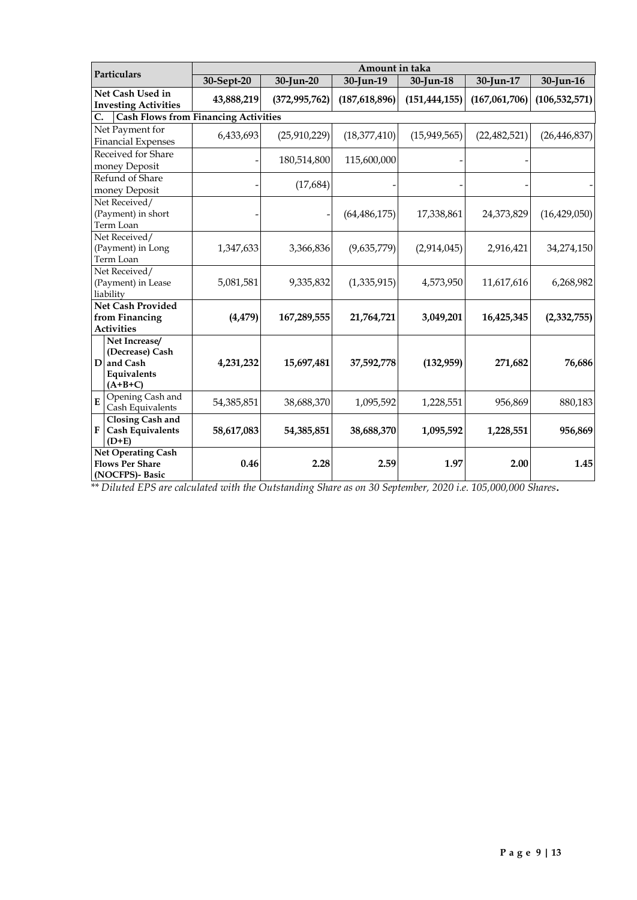| Particulars | | Amount in taka | | | | | |
|---|---|---|---|---|---|---|---|
| | | 30-Sept-20 | 30-Jun-20 | 30-Jun-19 | 30-Jun-18 | 30-Jun-17 | 30-Jun-16 |
| **Net Cash Used in Investing Activities** | | **43,888,219** | **(372,995,762)** | **(187,618,896)** | **(151,444,155)** | **(167,061,706)** | **(106,532,571)** |
| **C.** | **Cash Flows from Financing Activities** | | | | | | |
| Net Payment for Financial Expenses | | 6,433,693 | (25,910,229) | (18,377,410) | (15,949,565) | (22,482,521) | (26,446,837) |
| Received for Share money Deposit | | - | 180,514,800 | 115,600,000 | - | - | |
| Refund of Share money Deposit | | - | (17,684) | | - | - | - |
| Net Received/ (Payment) in short Term Loan | | - | - | (64,486,175) | 17,338,861 | 24,373,829 | (16,429,050) |
| Net Received/ (Payment) in Long Term Loan | | 1,347,633 | 3,366,836 | (9,635,779) | (2,914,045) | 2,916,421 | 34,274,150 |
| Net Received/ (Payment) in Lease liability | | 5,081,581 | 9,335,832 | (1,335,915) | 4,573,950 | 11,617,616 | 6,268,982 |
| **Net Cash Provided from Financing Activities** | | **(4,479)** | **167,289,555** | **21,764,721** | **3,049,201** | **16,425,345** | **(2,332,755)** |
| **D** | **Net Increase/ (Decrease) Cash and Cash Equivalents (A+B+C)** | **4,231,232** | **15,697,481** | **37,592,778** | **(132,959)** | **271,682** | **76,686** |
| **E** | Opening Cash and Cash Equivalents | 54,385,851 | 38,688,370 | 1,095,592 | 1,228,551 | 956,869 | 880,183 |
| **F** | **Closing Cash and Cash Equivalents (D+E)** | **58,617,083** | **54,385,851** | **38,688,370** | **1,095,592** | **1,228,551** | **956,869** |
| **Net Operating Cash Flows Per Share (NOCFPS)- Basic** | | **0.46** | **2.28** | **2.59** | **1.97** | **2.00** | **1.45** |

*** Diluted EPS are calculated with the Outstanding Share as on 30 September, 2020 i.e. 105,000,000 Shares*.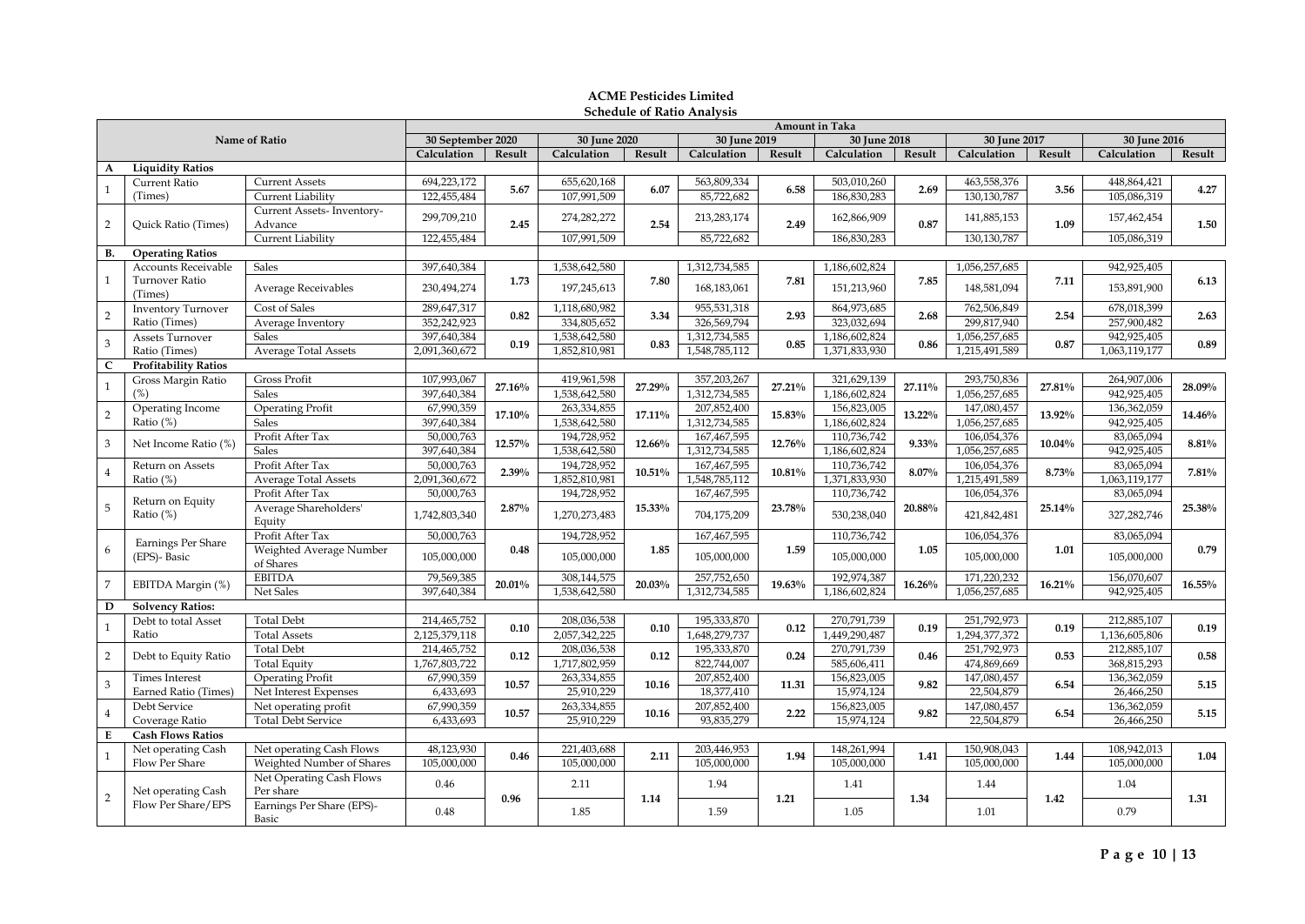# ACME Pesticides Limited

## Schedule of Ratio Analysis

| | Name of Ratio | | Amount in Taka | | | | | | | | | | | |
|---|---|---|---|---|---|---|---|---|---|---|---|---|---|---|
| | | | 30 September 2020 | | 30 June 2020 | | 30 June 2019 | | 30 June 2018 | | 30 June 2017 | | 30 June 2016 | |
| | | | Calculation | Result | Calculation | Result | Calculation | Result | Calculation | Result | Calculation | Result | Calculation | Result |
| **A** | **Liquidity Ratios** | | | | | | | | | | | | | |
| 1 | Current Ratio (Times) | Current Assets | 694,223,172 | 5.67 | 655,620,168 | 6.07 | 563,809,334 | 6.58 | 503,010,260 | 2.69 | 463,558,376 | 3.56 | 448,864,421 | 4.27 |
| | | Current Liability | 122,455,484 | | 107,991,509 | | 85,722,682 | | 186,830,283 | | 130,130,787 | | 105,086,319 | |
| 2 | Quick Ratio (Times) | Current Assets- Inventory-Advance | 299,709,210 | 2.45 | 274,282,272 | 2.54 | 213,283,174 | 2.49 | 162,866,909 | 0.87 | 141,885,153 | 1.09 | 157,462,454 | 1.50 |
| | | Current Liability | 122,455,484 | | 107,991,509 | | 85,722,682 | | 186,830,283 | | 130,130,787 | | 105,086,319 | |
| **B.** | **Operating Ratios** | | | | | | | | | | | | | |
| 1 | Accounts Receivable Turnover Ratio (Times) | Sales | 397,640,384 | 1.73 | 1,538,642,580 | 7.80 | 1,312,734,585 | 7.81 | 1,186,602,824 | 7.85 | 1,056,257,685 | 7.11 | 942,925,405 | 6.13 |
| | | Average Receivables | 230,494,274 | | 197,245,613 | | 168,183,061 | | 151,213,960 | | 148,581,094 | | 153,891,900 | |
| 2 | Inventory Turnover Ratio (Times) | Cost of Sales | 289,647,317 | 0.82 | 1,118,680,982 | 3.34 | 955,531,318 | 2.93 | 864,973,685 | 2.68 | 762,506,849 | 2.54 | 678,018,399 | 2.63 |
| | | Average Inventory | 352,242,923 | | 334,805,652 | | 326,569,794 | | 323,032,694 | | 299,817,940 | | 257,900,482 | |
| 3 | Assets Turnover Ratio (Times) | Sales | 397,640,384 | 0.19 | 1,538,642,580 | 0.83 | 1,312,734,585 | 0.85 | 1,186,602,824 | 0.86 | 1,056,257,685 | 0.87 | 942,925,405 | 0.89 |
| | | Average Total Assets | 2,091,360,672 | | 1,852,810,981 | | 1,548,785,112 | | 1,371,833,930 | | 1,215,491,589 | | 1,063,119,177 | |
| **C** | **Profitability Ratios** | | | | | | | | | | | | | |
| 1 | Gross Margin Ratio (%) | Gross Profit | 107,993,067 | 27.16% | 419,961,598 | 27.29% | 357,203,267 | 27.21% | 321,629,139 | 27.11% | 293,750,836 | 27.81% | 264,907,006 | 28.09% |
| | | Sales | 397,640,384 | | 1,538,642,580 | | 1,312,734,585 | | 1,186,602,824 | | 1,056,257,685 | | 942,925,405 | |
| 2 | Operating Income Ratio (%) | Operating Profit | 67,990,359 | 17.10% | 263,334,855 | 17.11% | 207,852,400 | 15.83% | 156,823,005 | 13.22% | 147,080,457 | 13.92% | 136,362,059 | 14.46% |
| | | Sales | 397,640,384 | | 1,538,642,580 | | 1,312,734,585 | | 1,186,602,824 | | 1,056,257,685 | | 942,925,405 | |
| 3 | Net Income Ratio (%) | Profit After Tax | 50,000,763 | 12.57% | 194,728,952 | 12.66% | 167,467,595 | 12.76% | 110,736,742 | 9.33% | 106,054,376 | 10.04% | 83,065,094 | 8.81% |
| | | Sales | 397,640,384 | | 1,538,642,580 | | 1,312,734,585 | | 1,186,602,824 | | 1,056,257,685 | | 942,925,405 | |
| 4 | Return on Assets Ratio (%) | Profit After Tax | 50,000,763 | 2.39% | 194,728,952 | 10.51% | 167,467,595 | 10.81% | 110,736,742 | 8.07% | 106,054,376 | 8.73% | 83,065,094 | 7.81% |
| | | Average Total Assets | 2,091,360,672 | | 1,852,810,981 | | 1,548,785,112 | | 1,371,833,930 | | 1,215,491,589 | | 1,063,119,177 | |
| 5 | Return on Equity Ratio (%) | Profit After Tax | 50,000,763 | 2.87% | 194,728,952 | 15.33% | 167,467,595 | 23.78% | 110,736,742 | 20.88% | 106,054,376 | 25.14% | 83,065,094 | 25.38% |
| | | Average Shareholders' Equity | 1,742,803,340 | | 1,270,273,483 | | 704,175,209 | | 530,238,040 | | 421,842,481 | | 327,282,746 | |
| 6 | Earnings Per Share (EPS)- Basic | Profit After Tax | 50,000,763 | 0.48 | 194,728,952 | 1.85 | 167,467,595 | 1.59 | 110,736,742 | 1.05 | 106,054,376 | 1.01 | 83,065,094 | 0.79 |
| | | Weighted Average Number of Shares | 105,000,000 | | 105,000,000 | | 105,000,000 | | 105,000,000 | | 105,000,000 | | 105,000,000 | |
| 7 | EBITDA Margin (%) | EBITDA | 79,569,385 | 20.01% | 308,144,575 | 20.03% | 257,752,650 | 19.63% | 192,974,387 | 16.26% | 171,220,232 | 16.21% | 156,070,607 | 16.55% |
| | | Net Sales | 397,640,384 | | 1,538,642,580 | | 1,312,734,585 | | 1,186,602,824 | | 1,056,257,685 | | 942,925,405 | |
| **D** | **Solvency Ratios:** | | | | | | | | | | | | | |
| 1 | Debt to total Asset Ratio | Total Debt | 214,465,752 | 0.10 | 208,036,538 | 0.10 | 195,333,870 | 0.12 | 270,791,739 | 0.19 | 251,792,973 | 0.19 | 212,885,107 | 0.19 |
| | | Total Assets | 2,125,379,118 | | 2,057,342,225 | | 1,648,279,737 | | 1,449,290,487 | | 1,294,377,372 | | 1,136,605,806 | |
| 2 | Debt to Equity Ratio | Total Debt | 214,465,752 | 0.12 | 208,036,538 | 0.12 | 195,333,870 | 0.24 | 270,791,739 | 0.46 | 251,792,973 | 0.53 | 212,885,107 | 0.58 |
| | | Total Equity | 1,767,803,722 | | 1,717,802,959 | | 822,744,007 | | 585,606,411 | | 474,869,669 | | 368,815,293 | |
| 3 | Times Interest Earned Ratio (Times) | Operating Profit | 67,990,359 | 10.57 | 263,334,855 | 10.16 | 207,852,400 | 11.31 | 156,823,005 | 9.82 | 147,080,457 | 6.54 | 136,362,059 | 5.15 |
| | | Net Interest Expenses | 6,433,693 | | 25,910,229 | | 18,377,410 | | 15,974,124 | | 22,504,879 | | 26,466,250 | |
| 4 | Debt Service Coverage Ratio | Net operating profit | 67,990,359 | 10.57 | 263,334,855 | 10.16 | 207,852,400 | 2.22 | 156,823,005 | 9.82 | 147,080,457 | 6.54 | 136,362,059 | 5.15 |
| | | Total Debt Service | 6,433,693 | | 25,910,229 | | 93,835,279 | | 15,974,124 | | 22,504,879 | | 26,466,250 | |
| **E** | **Cash Flows Ratios** | | | | | | | | | | | | | |
| 1 | Net operating Cash Flow Per Share | Net operating Cash Flows | 48,123,930 | 0.46 | 221,403,688 | 2.11 | 203,446,953 | 1.94 | 148,261,994 | 1.41 | 150,908,043 | 1.44 | 108,942,013 | 1.04 |
| | | Weighted Number of Shares | 105,000,000 | | 105,000,000 | | 105,000,000 | | 105,000,000 | | 105,000,000 | | 105,000,000 | |
| 2 | Net operating Cash Flow Per Share/EPS | Net Operating Cash Flows Per share | 0.46 | 0.96 | 2.11 | 1.14 | 1.94 | 1.21 | 1.41 | 1.34 | 1.44 | 1.42 | 1.04 | 1.31 |
| | | Earnings Per Share (EPS)-Basic | 0.48 | | 1.85 | | 1.59 | | 1.05 | | 1.01 | | 0.79 | |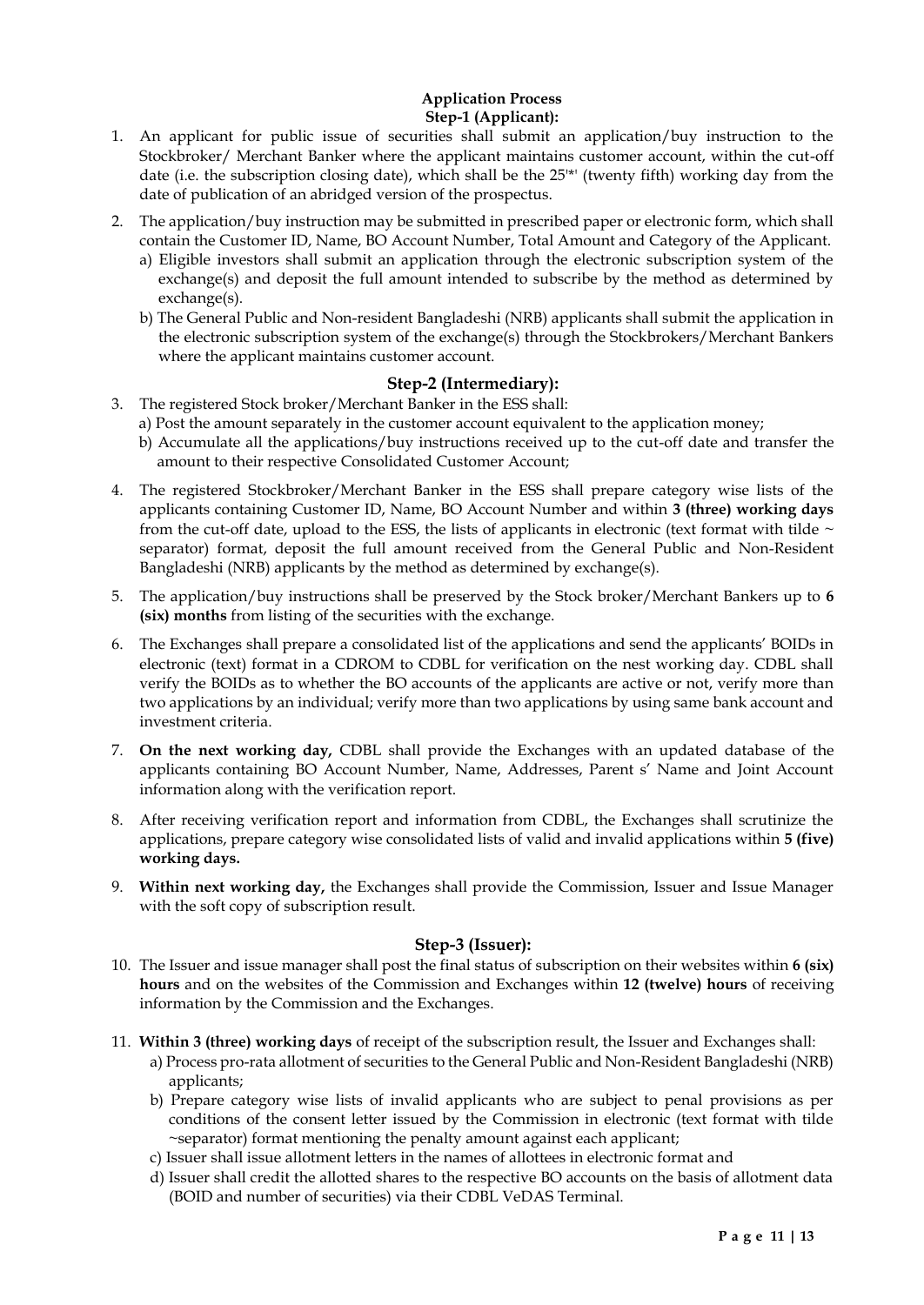**Application Process**

**Step-1 (Applicant):**

1. An applicant for public issue of securities shall submit an application/buy instruction to the Stockbroker/ Merchant Banker where the applicant maintains customer account, within the cut-off date (i.e. the subscription closing date), which shall be the 25'*' (twenty fifth) working day from the date of publication of an abridged version of the prospectus.
2. The application/buy instruction may be submitted in prescribed paper or electronic form, which shall contain the Customer ID, Name, BO Account Number, Total Amount and Category of the Applicant.
   a) Eligible investors shall submit an application through the electronic subscription system of the exchange(s) and deposit the full amount intended to subscribe by the method as determined by exchange(s).
   b) The General Public and Non-resident Bangladeshi (NRB) applicants shall submit the application in the electronic subscription system of the exchange(s) through the Stockbrokers/Merchant Bankers where the applicant maintains customer account.

**Step-2 (Intermediary):**

3. The registered Stock broker/Merchant Banker in the ESS shall:
   a) Post the amount separately in the customer account equivalent to the application money;
   b) Accumulate all the applications/buy instructions received up to the cut-off date and transfer the amount to their respective Consolidated Customer Account;
4. The registered Stockbroker/Merchant Banker in the ESS shall prepare category wise lists of the applicants containing Customer ID, Name, BO Account Number and within **3 (three) working days** from the cut-off date, upload to the ESS, the lists of applicants in electronic (text format with tilde ~ separator) format, deposit the full amount received from the General Public and Non-Resident Bangladeshi (NRB) applicants by the method as determined by exchange(s).
5. The application/buy instructions shall be preserved by the Stock broker/Merchant Bankers up to **6 (six) months** from listing of the securities with the exchange.
6. The Exchanges shall prepare a consolidated list of the applications and send the applicants' BOIDs in electronic (text) format in a CDROM to CDBL for verification on the nest working day. CDBL shall verify the BOIDs as to whether the BO accounts of the applicants are active or not, verify more than two applications by an individual; verify more than two applications by using same bank account and investment criteria.
7. **On the next working day,** CDBL shall provide the Exchanges with an updated database of the applicants containing BO Account Number, Name, Addresses, Parent s' Name and Joint Account information along with the verification report.
8. After receiving verification report and information from CDBL, the Exchanges shall scrutinize the applications, prepare category wise consolidated lists of valid and invalid applications within **5 (five) working days.**
9. **Within next working day,** the Exchanges shall provide the Commission, Issuer and Issue Manager with the soft copy of subscription result.

**Step-3 (Issuer):**

10. The Issuer and issue manager shall post the final status of subscription on their websites within **6 (six) hours** and on the websites of the Commission and Exchanges within **12 (twelve) hours** of receiving information by the Commission and the Exchanges.
11. **Within 3 (three) working days** of receipt of the subscription result, the Issuer and Exchanges shall:
    a) Process pro-rata allotment of securities to the General Public and Non-Resident Bangladeshi (NRB) applicants;
    b) Prepare category wise lists of invalid applicants who are subject to penal provisions as per conditions of the consent letter issued by the Commission in electronic (text format with tilde ~separator) format mentioning the penalty amount against each applicant;
    c) Issuer shall issue allotment letters in the names of allottees in electronic format and
    d) Issuer shall credit the allotted shares to the respective BO accounts on the basis of allotment data (BOID and number of securities) via their CDBL VeDAS Terminal.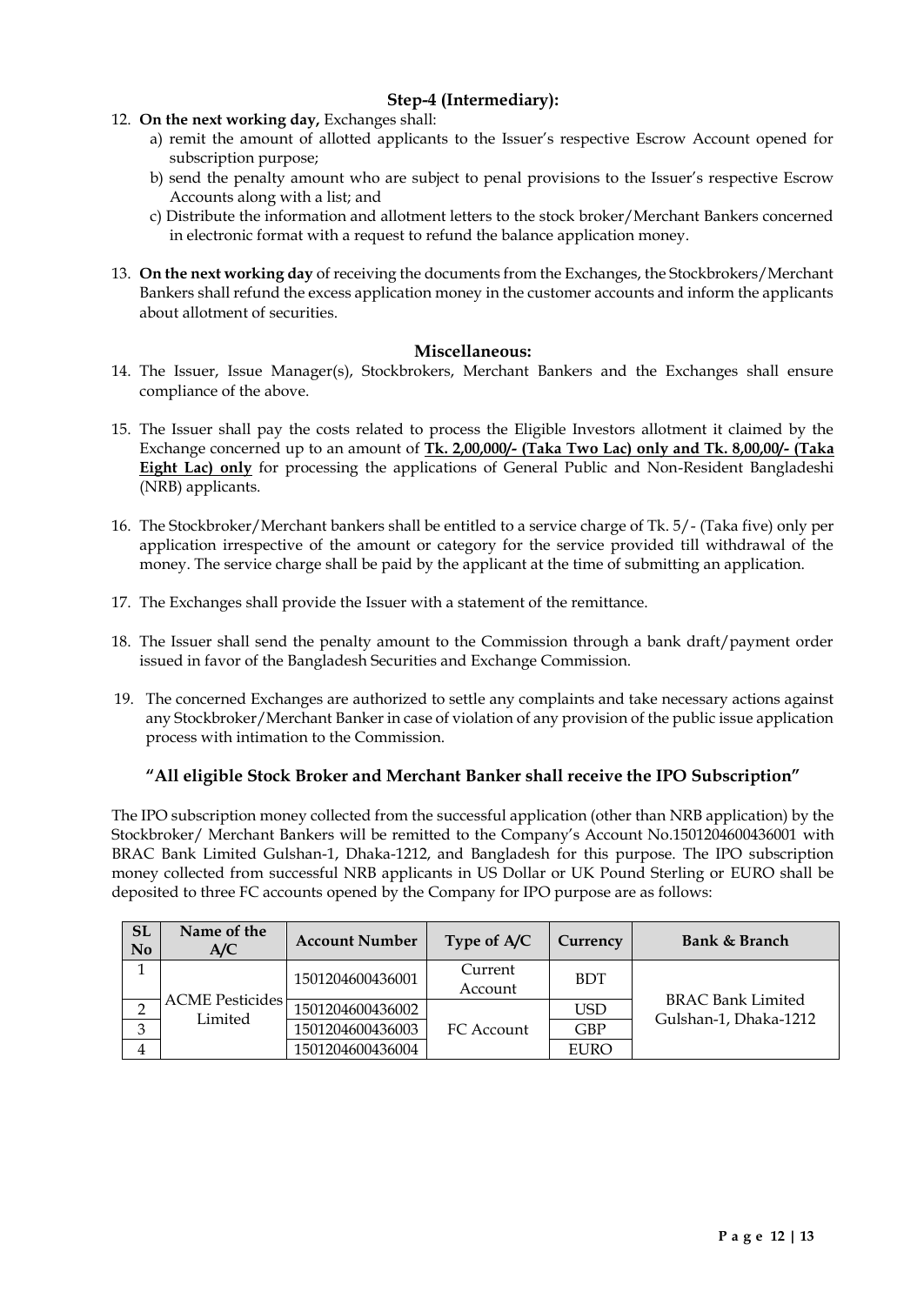### Step-4 (Intermediary):

12. **On the next working day,** Exchanges shall:
    a) remit the amount of allotted applicants to the Issuer's respective Escrow Account opened for subscription purpose;
    b) send the penalty amount who are subject to penal provisions to the Issuer's respective Escrow Accounts along with a list; and
    c) Distribute the information and allotment letters to the stock broker/Merchant Bankers concerned in electronic format with a request to refund the balance application money.

13. **On the next working day** of receiving the documents from the Exchanges, the Stockbrokers/Merchant Bankers shall refund the excess application money in the customer accounts and inform the applicants about allotment of securities.

### Miscellaneous:

14. The Issuer, Issue Manager(s), Stockbrokers, Merchant Bankers and the Exchanges shall ensure compliance of the above.

15. The Issuer shall pay the costs related to process the Eligible Investors allotment it claimed by the Exchange concerned up to an amount of **Tk. 2,00,000/- (Taka Two Lac) only and Tk. 8,00,00/- (Taka Eight Lac) only** for processing the applications of General Public and Non-Resident Bangladeshi (NRB) applicants.

16. The Stockbroker/Merchant bankers shall be entitled to a service charge of Tk. 5/- (Taka five) only per application irrespective of the amount or category for the service provided till withdrawal of the money. The service charge shall be paid by the applicant at the time of submitting an application.

17. The Exchanges shall provide the Issuer with a statement of the remittance.

18. The Issuer shall send the penalty amount to the Commission through a bank draft/payment order issued in favor of the Bangladesh Securities and Exchange Commission.

19. The concerned Exchanges are authorized to settle any complaints and take necessary actions against any Stockbroker/Merchant Banker in case of violation of any provision of the public issue application process with intimation to the Commission.

### "All eligible Stock Broker and Merchant Banker shall receive the IPO Subscription"

The IPO subscription money collected from the successful application (other than NRB application) by the Stockbroker/ Merchant Bankers will be remitted to the Company's Account No.1501204600436001 with BRAC Bank Limited Gulshan-1, Dhaka-1212, and Bangladesh for this purpose. The IPO subscription money collected from successful NRB applicants in US Dollar or UK Pound Sterling or EURO shall be deposited to three FC accounts opened by the Company for IPO purpose are as follows:

| SL No | Name of the A/C | Account Number | Type of A/C | Currency | Bank & Branch |
|---|---|---|---|---|---|
| 1 | ACME Pesticides Limited | 1501204600436001 | Current Account | BDT | BRAC Bank Limited Gulshan-1, Dhaka-1212 |
| 2 | | 1501204600436002 | FC Account | USD | |
| 3 | | 1501204600436003 | | GBP | |
| 4 | | 1501204600436004 | | EURO | |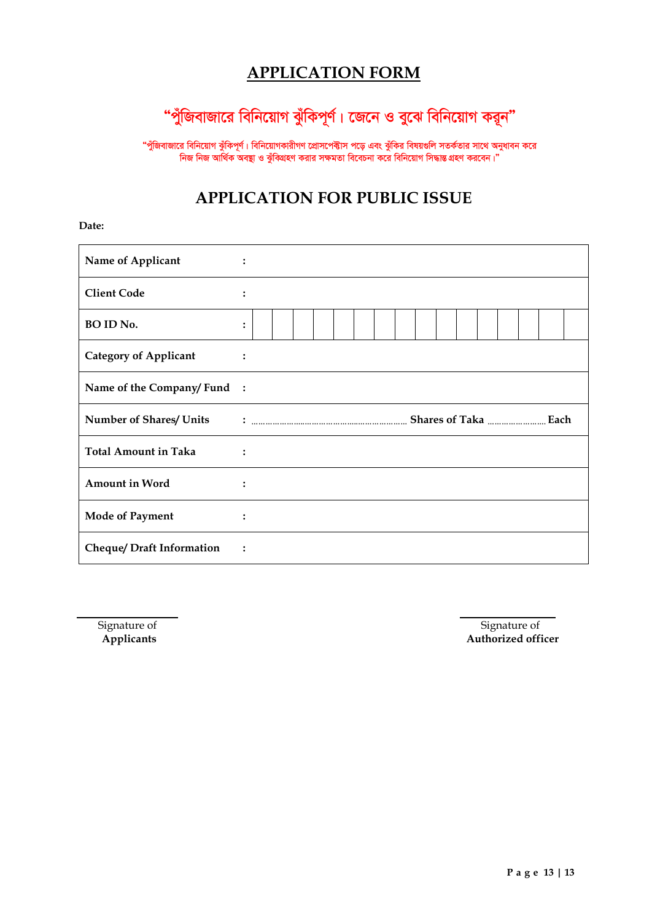# APPLICATION FORM

## "পুঁজিবাজারে বিনিয়োগ ঝুঁকিপূর্ণ। জেনে ও বুঝে বিনিয়োগ করুন"

"পুঁজিবাজারে বিনিয়োগ ঝুঁকিপূর্ণ। বিনিয়োগকারীগণ প্রোসপেক্টাস পড়ে এবং ঝুঁকির বিষয়গুলি সতর্কতার সাথে অনুধাবন করে নিজ নিজ আর্থিক অবস্থা ও ঝুঁকিগ্রহণ করার সক্ষমতা বিবেচনা করে বিনিয়োগ সিদ্ধান্ত গ্রহণ করবেন।"

## APPLICATION FOR PUBLIC ISSUE

**Date:**

| | | | | | | | | | | | | | | | | |
|---|---|---|---|---|---|---|---|---|---|---|---|---|---|---|---|---|
| **Name of Applicant** | **:** | | | | | | | | | | | | | | | |
| **Client Code** | **:** | | | | | | | | | | | | | | | |
| **BO ID No.** | **:** | | | | | | | | | | | | | | | |
| **Category of Applicant** | **:** | | | | | | | | | | | | | | | |
| **Name of the Company/ Fund** | **:** | | | | | | | | | | | | | | | |
| **Number of Shares/ Units** | **:** ……………………………… **Shares of Taka** ………… **Each** | | | | | | | | | | | | | | | |
| **Total Amount in Taka** | **:** | | | | | | | | | | | | | | | |
| **Amount in Word** | **:** | | | | | | | | | | | | | | | |
| **Mode of Payment** | **:** | | | | | | | | | | | | | | | |
| **Cheque/ Draft Information** | **:** | | | | | | | | | | | | | | | |

Signature of
**Applicants**

Signature of
**Authorized officer**